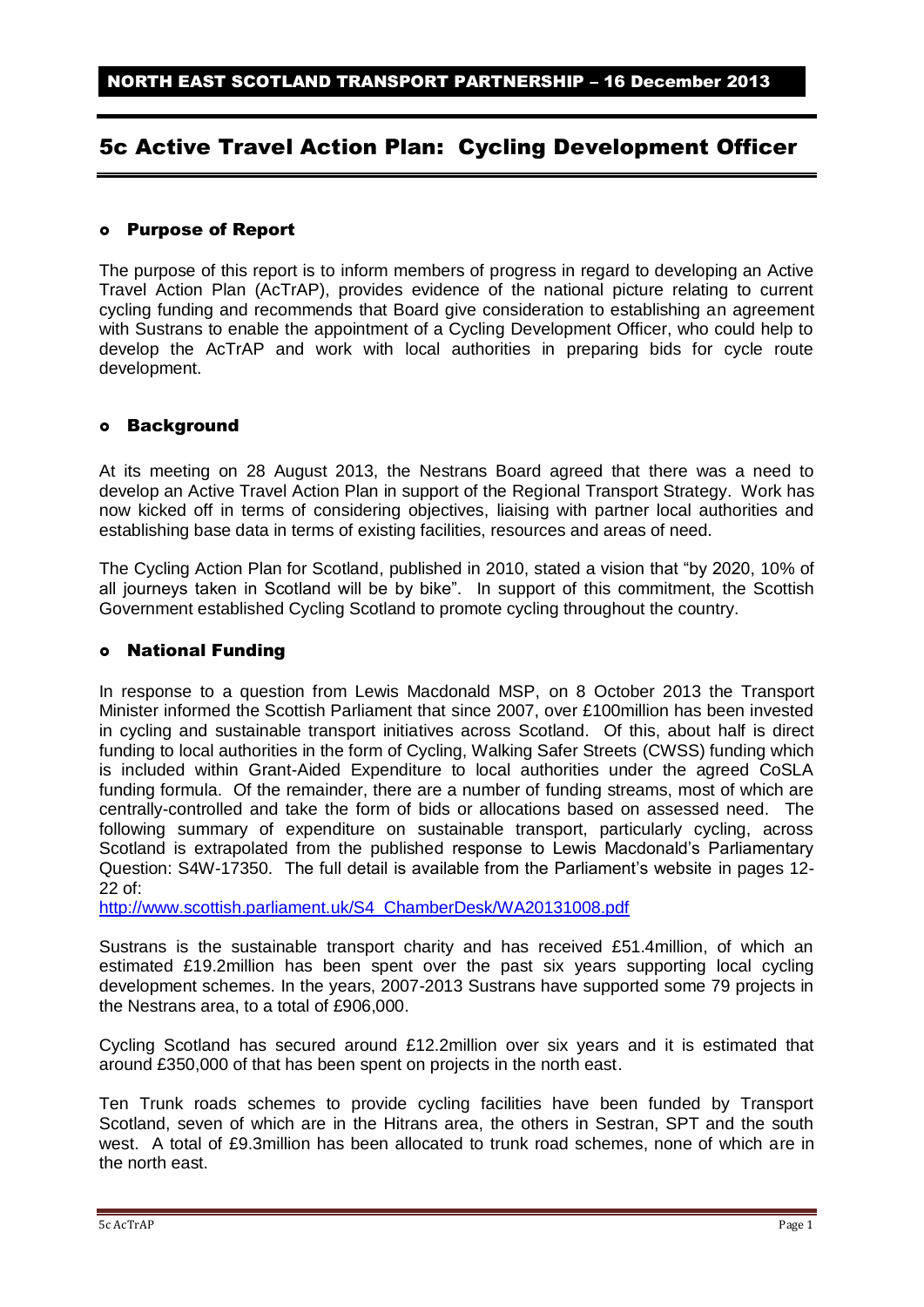NORTH EAST SCOTLAND TRANSPORT PARTNERSHIP – 16 December 2013

# 5c Active Travel Action Plan: Cycling Development Officer

## Purpose of Report

The purpose of this report is to inform members of progress in regard to developing an Active Travel Action Plan (AcTrAP), provides evidence of the national picture relating to current cycling funding and recommends that Board give consideration to establishing an agreement with Sustrans to enable the appointment of a Cycling Development Officer, who could help to develop the AcTrAP and work with local authorities in preparing bids for cycle route development.

## Background

At its meeting on 28 August 2013, the Nestrans Board agreed that there was a need to develop an Active Travel Action Plan in support of the Regional Transport Strategy. Work has now kicked off in terms of considering objectives, liaising with partner local authorities and establishing base data in terms of existing facilities, resources and areas of need.

The Cycling Action Plan for Scotland, published in 2010, stated a vision that "by 2020, 10% of all journeys taken in Scotland will be by bike". In support of this commitment, the Scottish Government established Cycling Scotland to promote cycling throughout the country.

## National Funding

In response to a question from Lewis Macdonald MSP, on 8 October 2013 the Transport Minister informed the Scottish Parliament that since 2007, over £100million has been invested in cycling and sustainable transport initiatives across Scotland. Of this, about half is direct funding to local authorities in the form of Cycling, Walking Safer Streets (CWSS) funding which is included within Grant-Aided Expenditure to local authorities under the agreed CoSLA funding formula. Of the remainder, there are a number of funding streams, most of which are centrally-controlled and take the form of bids or allocations based on assessed need. The following summary of expenditure on sustainable transport, particularly cycling, across Scotland is extrapolated from the published response to Lewis Macdonald's Parliamentary Question: S4W-17350. The full detail is available from the Parliament's website in pages 12-22 of:

http://www.scottish.parliament.uk/S4_ChamberDesk/WA20131008.pdf

Sustrans is the sustainable transport charity and has received £51.4million, of which an estimated £19.2million has been spent over the past six years supporting local cycling development schemes. In the years, 2007-2013 Sustrans have supported some 79 projects in the Nestrans area, to a total of £906,000.

Cycling Scotland has secured around £12.2million over six years and it is estimated that around £350,000 of that has been spent on projects in the north east.

Ten Trunk roads schemes to provide cycling facilities have been funded by Transport Scotland, seven of which are in the Hitrans area, the others in Sestran, SPT and the south west. A total of £9.3million has been allocated to trunk road schemes, none of which are in the north east.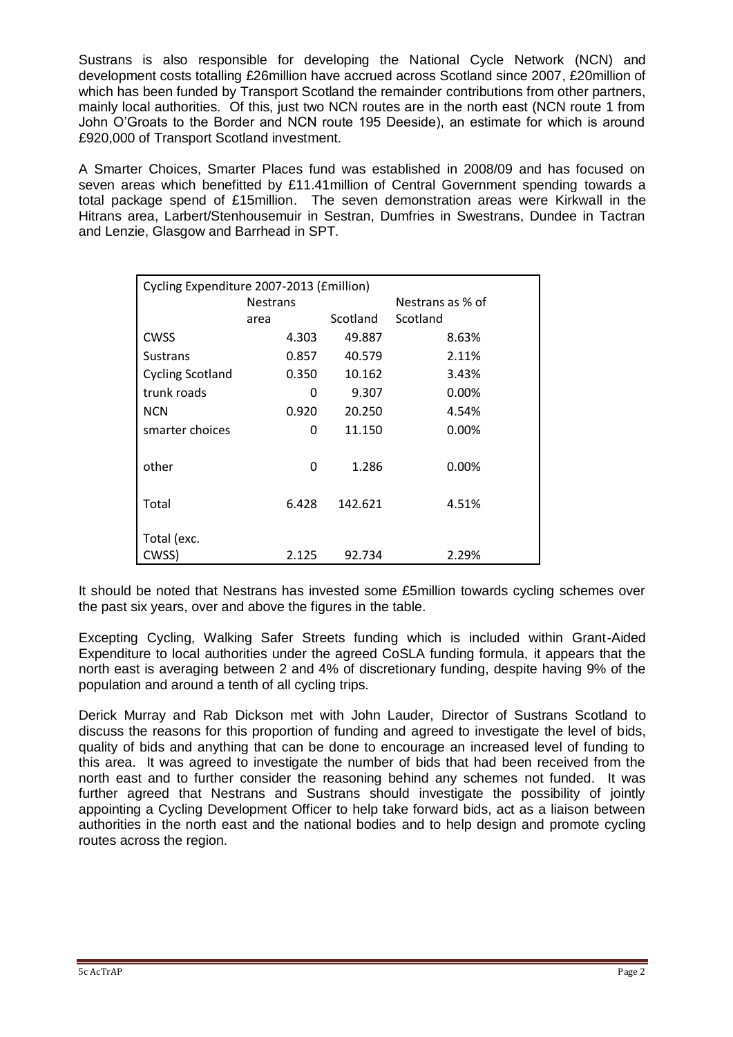Sustrans is also responsible for developing the National Cycle Network (NCN) and development costs totalling £26million have accrued across Scotland since 2007, £20million of which has been funded by Transport Scotland the remainder contributions from other partners, mainly local authorities. Of this, just two NCN routes are in the north east (NCN route 1 from John O'Groats to the Border and NCN route 195 Deeside), an estimate for which is around £920,000 of Transport Scotland investment.

A Smarter Choices, Smarter Places fund was established in 2008/09 and has focused on seven areas which benefitted by £11.41million of Central Government spending towards a total package spend of £15million. The seven demonstration areas were Kirkwall in the Hitrans area, Larbert/Stenhousemuir in Sestran, Dumfries in Swestrans, Dundee in Tactran and Lenzie, Glasgow and Barrhead in SPT.

| Cycling Expenditure 2007-2013 (£million) | | | |
|---|---|---|---|
| | Nestrans area | Scotland | Nestrans as % of Scotland |
| CWSS | 4.303 | 49.887 | 8.63% |
| Sustrans | 0.857 | 40.579 | 2.11% |
| Cycling Scotland | 0.350 | 10.162 | 3.43% |
| trunk roads | 0 | 9.307 | 0.00% |
| NCN | 0.920 | 20.250 | 4.54% |
| smarter choices | 0 | 11.150 | 0.00% |
| other | 0 | 1.286 | 0.00% |
| Total | 6.428 | 142.621 | 4.51% |
| Total (exc. CWSS) | 2.125 | 92.734 | 2.29% |

It should be noted that Nestrans has invested some £5million towards cycling schemes over the past six years, over and above the figures in the table.

Excepting Cycling, Walking Safer Streets funding which is included within Grant-Aided Expenditure to local authorities under the agreed CoSLA funding formula, it appears that the north east is averaging between 2 and 4% of discretionary funding, despite having 9% of the population and around a tenth of all cycling trips.

Derick Murray and Rab Dickson met with John Lauder, Director of Sustrans Scotland to discuss the reasons for this proportion of funding and agreed to investigate the level of bids, quality of bids and anything that can be done to encourage an increased level of funding to this area. It was agreed to investigate the number of bids that had been received from the north east and to further consider the reasoning behind any schemes not funded. It was further agreed that Nestrans and Sustrans should investigate the possibility of jointly appointing a Cycling Development Officer to help take forward bids, act as a liaison between authorities in the north east and the national bodies and to help design and promote cycling routes across the region.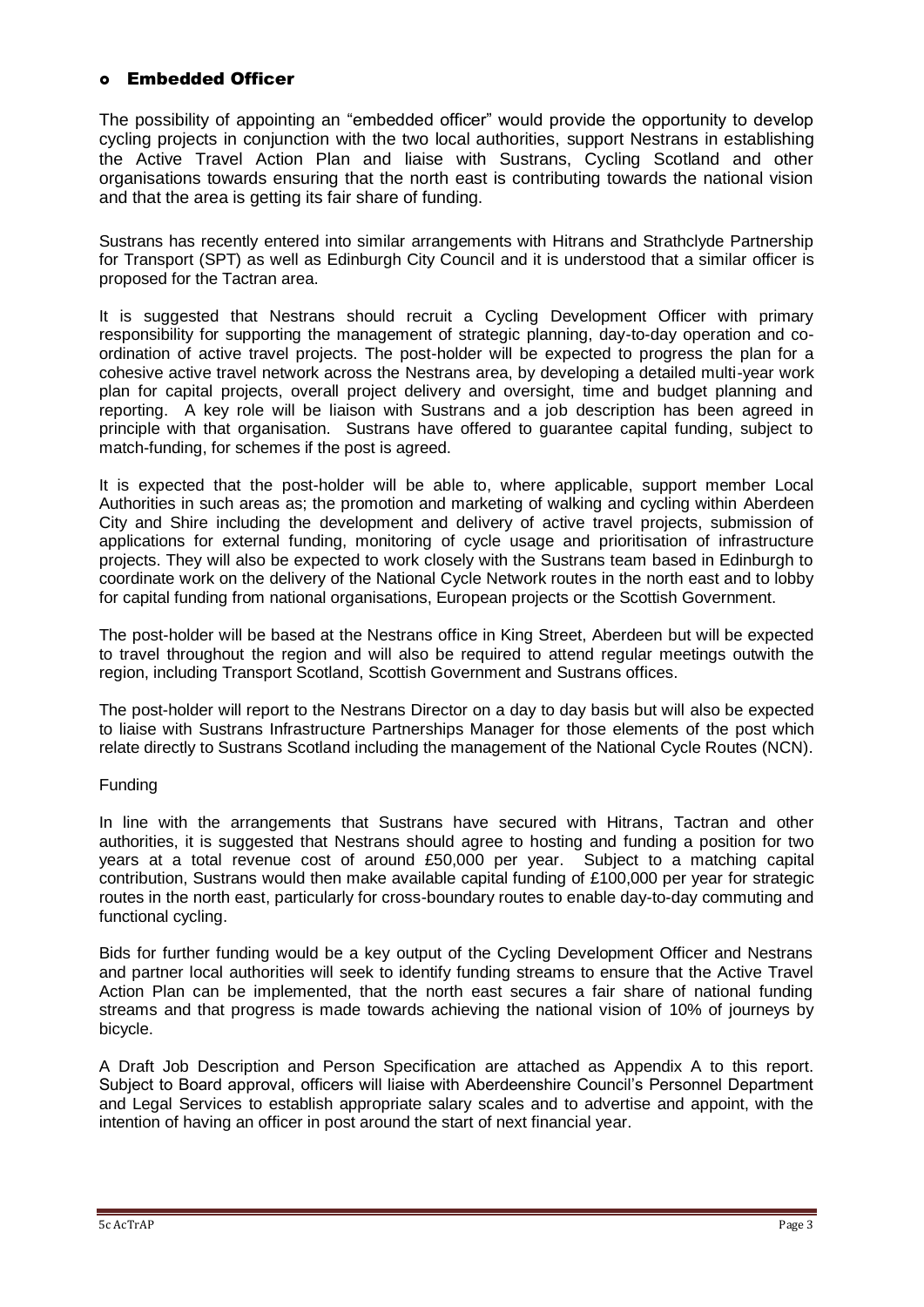- **Embedded Officer**

The possibility of appointing an "embedded officer" would provide the opportunity to develop cycling projects in conjunction with the two local authorities, support Nestrans in establishing the Active Travel Action Plan and liaise with Sustrans, Cycling Scotland and other organisations towards ensuring that the north east is contributing towards the national vision and that the area is getting its fair share of funding.

Sustrans has recently entered into similar arrangements with Hitrans and Strathclyde Partnership for Transport (SPT) as well as Edinburgh City Council and it is understood that a similar officer is proposed for the Tactran area.

It is suggested that Nestrans should recruit a Cycling Development Officer with primary responsibility for supporting the management of strategic planning, day-to-day operation and co-ordination of active travel projects. The post-holder will be expected to progress the plan for a cohesive active travel network across the Nestrans area, by developing a detailed multi-year work plan for capital projects, overall project delivery and oversight, time and budget planning and reporting. A key role will be liaison with Sustrans and a job description has been agreed in principle with that organisation. Sustrans have offered to guarantee capital funding, subject to match-funding, for schemes if the post is agreed.

It is expected that the post-holder will be able to, where applicable, support member Local Authorities in such areas as; the promotion and marketing of walking and cycling within Aberdeen City and Shire including the development and delivery of active travel projects, submission of applications for external funding, monitoring of cycle usage and prioritisation of infrastructure projects. They will also be expected to work closely with the Sustrans team based in Edinburgh to coordinate work on the delivery of the National Cycle Network routes in the north east and to lobby for capital funding from national organisations, European projects or the Scottish Government.

The post-holder will be based at the Nestrans office in King Street, Aberdeen but will be expected to travel throughout the region and will also be required to attend regular meetings outwith the region, including Transport Scotland, Scottish Government and Sustrans offices.

The post-holder will report to the Nestrans Director on a day to day basis but will also be expected to liaise with Sustrans Infrastructure Partnerships Manager for those elements of the post which relate directly to Sustrans Scotland including the management of the National Cycle Routes (NCN).

Funding

In line with the arrangements that Sustrans have secured with Hitrans, Tactran and other authorities, it is suggested that Nestrans should agree to hosting and funding a position for two years at a total revenue cost of around £50,000 per year. Subject to a matching capital contribution, Sustrans would then make available capital funding of £100,000 per year for strategic routes in the north east, particularly for cross-boundary routes to enable day-to-day commuting and functional cycling.

Bids for further funding would be a key output of the Cycling Development Officer and Nestrans and partner local authorities will seek to identify funding streams to ensure that the Active Travel Action Plan can be implemented, that the north east secures a fair share of national funding streams and that progress is made towards achieving the national vision of 10% of journeys by bicycle.

A Draft Job Description and Person Specification are attached as Appendix A to this report. Subject to Board approval, officers will liaise with Aberdeenshire Council's Personnel Department and Legal Services to establish appropriate salary scales and to advertise and appoint, with the intention of having an officer in post around the start of next financial year.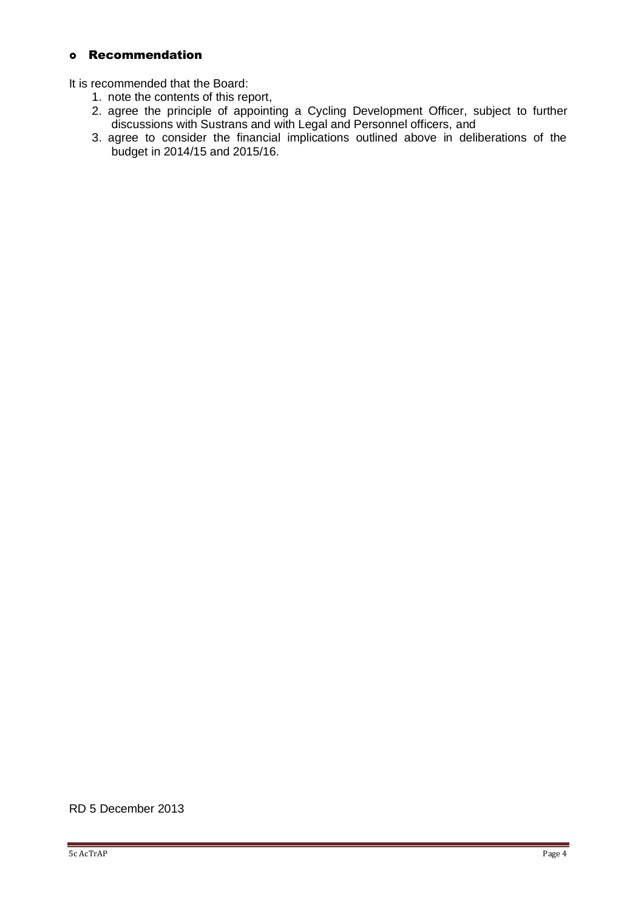## Recommendation

It is recommended that the Board:

1. note the contents of this report,
2. agree the principle of appointing a Cycling Development Officer, subject to further discussions with Sustrans and with Legal and Personnel officers, and
3. agree to consider the financial implications outlined above in deliberations of the budget in 2014/15 and 2015/16.

RD 5 December 2013